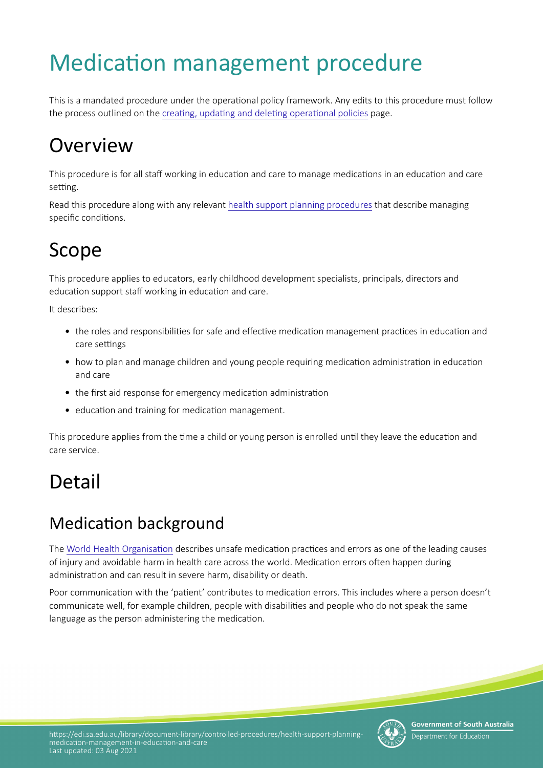# Medication management procedure

This is a mandated procedure under the operational policy framework. Any edits to this procedure must follow the process outlined on the creating, updating and deleting operational policies page.

## Overview

This procedure is for all staff working in education and care to manage medications in an education and care setting.

Read this procedure along with any relevant health support planning procedures that describe managing specific conditions.

## Scope

This procedure applies to educators, early childhood development specialists, principals, directors and education support staff working in education and care.

It describes:

- the roles and responsibilities for safe and effective medication management practices in education and care settings
- how to plan and manage children and young people requiring medication administration in education and care
- the first aid response for emergency medication administration
- education and training for medication management.

This procedure applies from the time a child or young person is enrolled until they leave the education and care service.

## Detail

### Medication background

The World Health Organisation describes unsafe medication practices and errors as one of the leading causes of injury and avoidable harm in health care across the world. Medication errors often happen during administration and can result in severe harm, disability or death.

Poor communication with the 'patient' contributes to medication errors. This includes where a person doesn't communicate well, for example children, people with disabilities and people who do not speak the same language as the person administering the medication.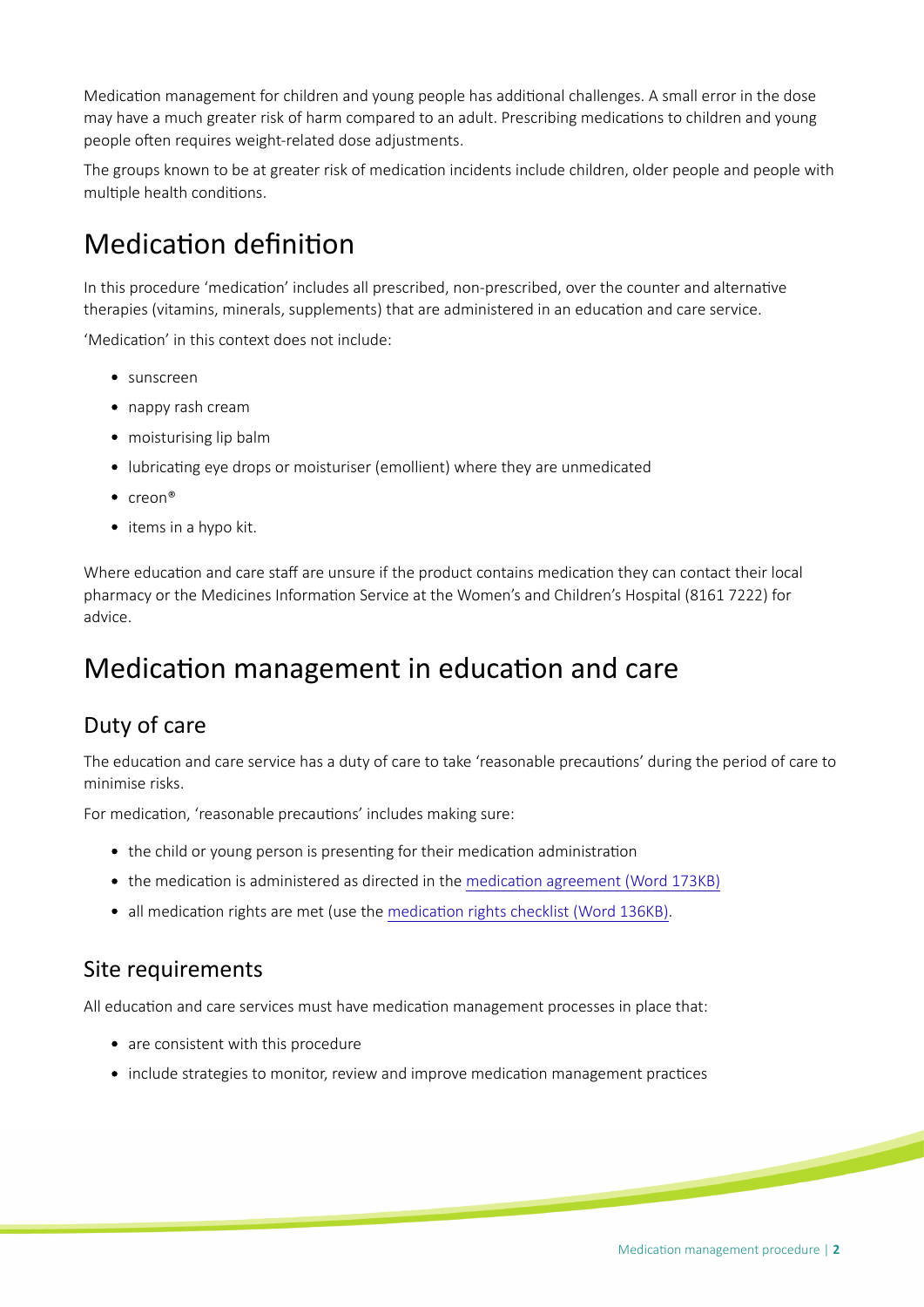Medication management for children and young people has additional challenges. A small error in the dose may have a much greater risk of harm compared to an adult. Prescribing medications to children and young people often requires weight-related dose adjustments.

The groups known to be at greater risk of medication incidents include children, older people and people with multiple health conditions.

## Medication definition

In this procedure 'medication' includes all prescribed, non-prescribed, over the counter and alternative therapies (vitamins, minerals, supplements) that are administered in an education and care service.

'Medication' in this context does not include:

- sunscreen
- nappy rash cream
- moisturising lip balm
- lubricating eye drops or moisturiser (emollient) where they are unmedicated
- creon®
- items in a hypo kit.

Where education and care staff are unsure if the product contains medication they can contact their local pharmacy or the Medicines Information Service at the Women's and Children's Hospital (8161 7222) for advice.

## Medication management in education and care

### Duty of care

The education and care service has a duty of care to take 'reasonable precautions' during the period of care to minimise risks.

For medication, 'reasonable precautions' includes making sure:

- the child or young person is presenting for their medication administration
- the medication is administered as directed in the medication agreement (Word 173KB)
- all medication rights are met (use the medication rights checklist (Word 136KB).

### Site requirements

All education and care services must have medication management processes in place that:

- are consistent with this procedure
- include strategies to monitor, review and improve medication management practices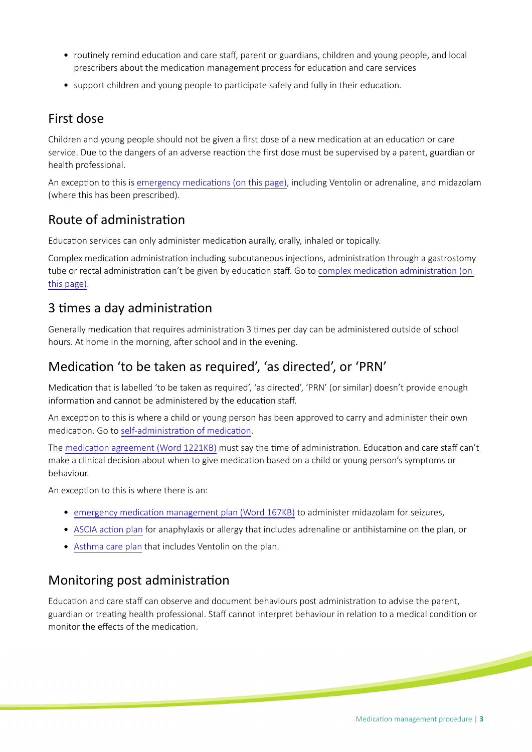- routinely remind education and care staff, parent or guardians, children and young people, and local prescribers about the medication management process for education and care services
- support children and young people to participate safely and fully in their education.

## First dose

Children and young people should not be given a first dose of a new medication at an education or care service. Due to the dangers of an adverse reaction the first dose must be supervised by a parent, guardian or health professional.

An exception to this is emergency medications (on this page), including Ventolin or adrenaline, and midazolam (where this has been prescribed).

## Route of administration

Education services can only administer medication aurally, orally, inhaled or topically.

Complex medication administration including subcutaneous injections, administration through a gastrostomy tube or rectal administration can't be given by education staff. Go to complex medication administration (on this page).

## 3 times a day administration

Generally medication that requires administration 3 times per day can be administered outside of school hours. At home in the morning, after school and in the evening.

## Medication 'to be taken as required', 'as directed', or 'PRN'

Medication that is labelled 'to be taken as required', 'as directed', 'PRN' (or similar) doesn't provide enough information and cannot be administered by the education staff.

An exception to this is where a child or young person has been approved to carry and administer their own medication. Go to self-administration of medication.

The medication agreement (Word 1221KB) must say the time of administration. Education and care staff can't make a clinical decision about when to give medication based on a child or young person's symptoms or behaviour.

An exception to this is where there is an:

- emergency medication management plan (Word 167KB) to administer midazolam for seizures,
- ASCIA action plan for anaphylaxis or allergy that includes adrenaline or antihistamine on the plan, or
- Asthma care plan that includes Ventolin on the plan.

## Monitoring post administration

Education and care staff can observe and document behaviours post administration to advise the parent, guardian or treating health professional. Staff cannot interpret behaviour in relation to a medical condition or monitor the effects of the medication.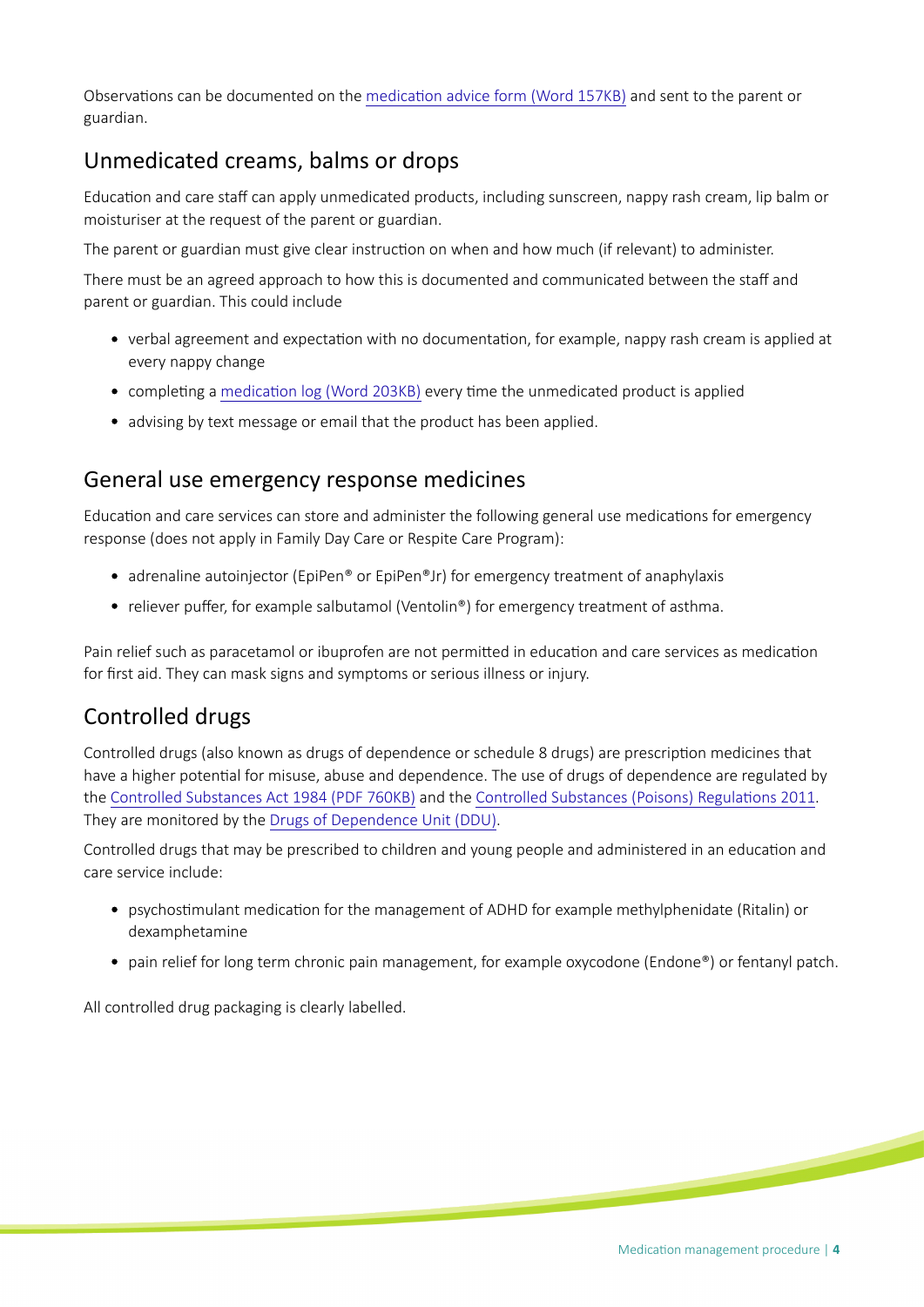Observations can be documented on the medication advice form (Word 157KB) and sent to the parent or guardian.

## Unmedicated creams, balms or drops

Education and care staff can apply unmedicated products, including sunscreen, nappy rash cream, lip balm or moisturiser at the request of the parent or guardian.

The parent or guardian must give clear instruction on when and how much (if relevant) to administer.

There must be an agreed approach to how this is documented and communicated between the staff and parent or guardian. This could include

- verbal agreement and expectation with no documentation, for example, nappy rash cream is applied at every nappy change
- completing a medication log (Word 203KB) every time the unmedicated product is applied
- advising by text message or email that the product has been applied.

## General use emergency response medicines

Education and care services can store and administer the following general use medications for emergency response (does not apply in Family Day Care or Respite Care Program):

- adrenaline autoinjector (EpiPen® or EpiPen®Jr) for emergency treatment of anaphylaxis
- reliever puffer, for example salbutamol (Ventolin®) for emergency treatment of asthma.

Pain relief such as paracetamol or ibuprofen are not permitted in education and care services as medication for first aid. They can mask signs and symptoms or serious illness or injury.

## Controlled drugs

Controlled drugs (also known as drugs of dependence or schedule 8 drugs) are prescription medicines that have a higher potential for misuse, abuse and dependence. The use of drugs of dependence are regulated by the Controlled Substances Act 1984 (PDF 760KB) and the Controlled Substances (Poisons) Regulations 2011. They are monitored by the Drugs of Dependence Unit (DDU).

Controlled drugs that may be prescribed to children and young people and administered in an education and care service include:

- psychostimulant medication for the management of ADHD for example methylphenidate (Ritalin) or dexamphetamine
- pain relief for long term chronic pain management, for example oxycodone (Endone®) or fentanyl patch.

All controlled drug packaging is clearly labelled.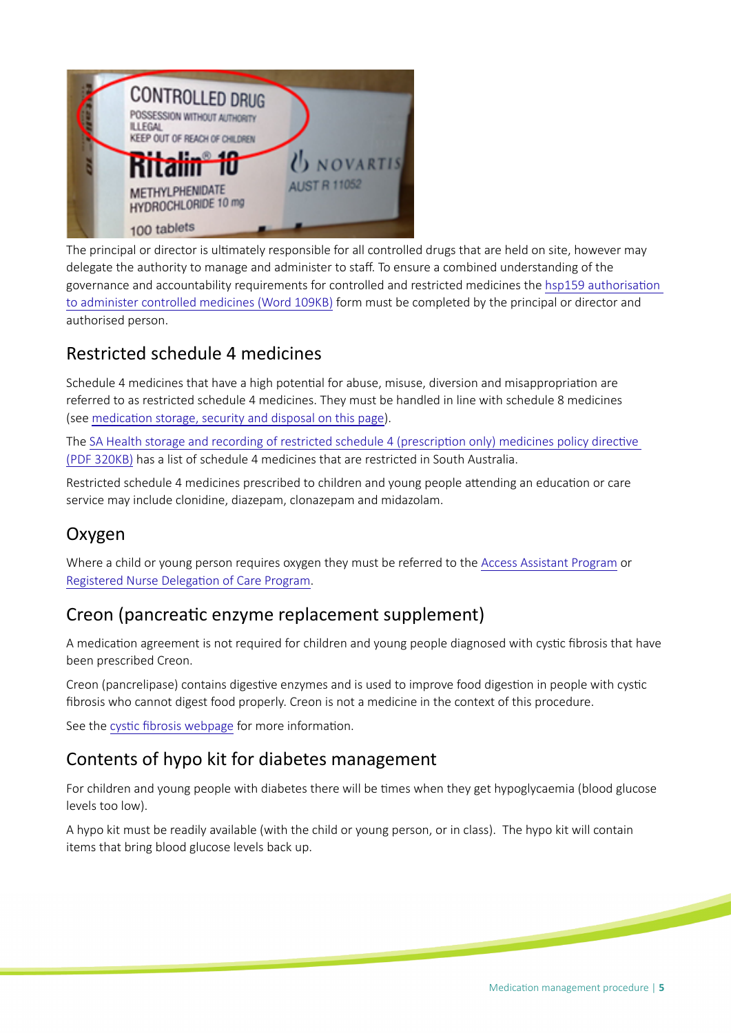The principal or director is ultimately responsible for all controlled drugs that are held on site, however may delegate the authority to manage and administer to staff. To ensure a combined understanding of the governance and accountability requirements for controlled and restricted medicines the hsp159 authorisation to administer controlled medicines (Word 109KB) form must be completed by the principal or director and authorised person.

## Restricted schedule 4 medicines

Schedule 4 medicines that have a high potential for abuse, misuse, diversion and misappropriation are referred to as restricted schedule 4 medicines. They must be handled in line with schedule 8 medicines (see medication storage, security and disposal on this page).

The SA Health storage and recording of restricted schedule 4 (prescription only) medicines policy directive (PDF 320KB) has a list of schedule 4 medicines that are restricted in South Australia.

Restricted schedule 4 medicines prescribed to children and young people attending an education or care service may include clonidine, diazepam, clonazepam and midazolam.

## Oxygen

Where a child or young person requires oxygen they must be referred to the Access Assistant Program or Registered Nurse Delegation of Care Program.

## Creon (pancreatic enzyme replacement supplement)

A medication agreement is not required for children and young people diagnosed with cystic fibrosis that have been prescribed Creon.

Creon (pancrelipase) contains digestive enzymes and is used to improve food digestion in people with cystic fibrosis who cannot digest food properly. Creon is not a medicine in the context of this procedure.

See the cystic fibrosis webpage for more information.

## Contents of hypo kit for diabetes management

For children and young people with diabetes there will be times when they get hypoglycaemia (blood glucose levels too low).

A hypo kit must be readily available (with the child or young person, or in class). The hypo kit will contain items that bring blood glucose levels back up.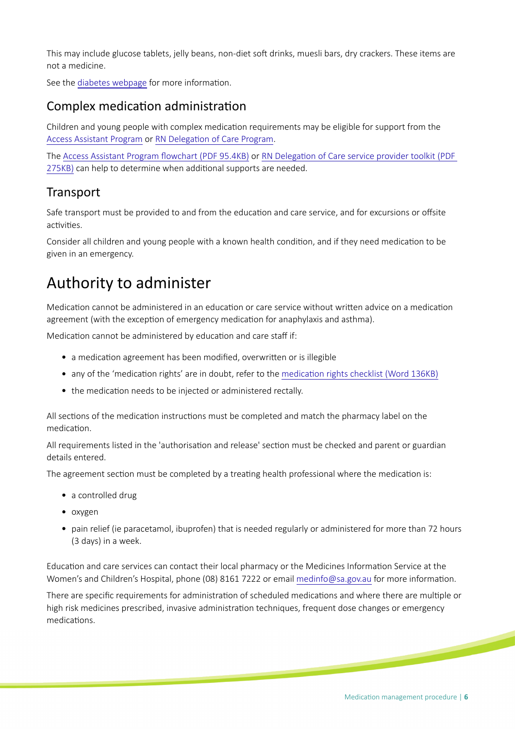This may include glucose tablets, jelly beans, non-diet soft drinks, muesli bars, dry crackers. These items are not a medicine.

See the [diabetes webpage] for more information.

### Complex medication administration

Children and young people with complex medication requirements may be eligible for support from the [Access Assistant Program] or [RN Delegation of Care Program].

The [Access Assistant Program flowchart (PDF 95.4KB)] or [RN Delegation of Care service provider toolkit (PDF 275KB)] can help to determine when additional supports are needed.

### Transport

Safe transport must be provided to and from the education and care service, and for excursions or offsite activities.

Consider all children and young people with a known health condition, and if they need medication to be given in an emergency.

## Authority to administer

Medication cannot be administered in an education or care service without written advice on a medication agreement (with the exception of emergency medication for anaphylaxis and asthma).

Medication cannot be administered by education and care staff if:

- a medication agreement has been modified, overwritten or is illegible
- any of the 'medication rights' are in doubt, refer to the [medication rights checklist (Word 136KB)]
- the medication needs to be injected or administered rectally.

All sections of the medication instructions must be completed and match the pharmacy label on the medication.

All requirements listed in the 'authorisation and release' section must be checked and parent or guardian details entered.

The agreement section must be completed by a treating health professional where the medication is:

- a controlled drug
- oxygen
- pain relief (ie paracetamol, ibuprofen) that is needed regularly or administered for more than 72 hours (3 days) in a week.

Education and care services can contact their local pharmacy or the Medicines Information Service at the Women's and Children's Hospital, phone (08) 8161 7222 or email medinfo@sa.gov.au for more information.

There are specific requirements for administration of scheduled medications and where there are multiple or high risk medicines prescribed, invasive administration techniques, frequent dose changes or emergency medications.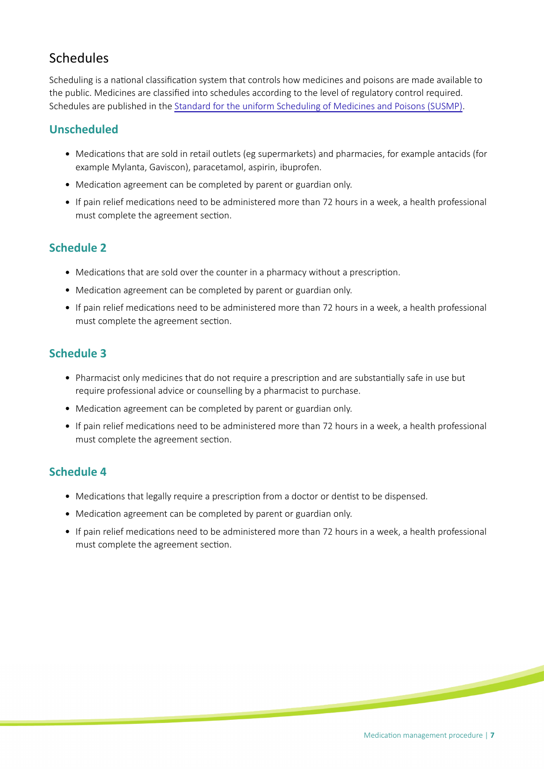## Schedules

Scheduling is a national classification system that controls how medicines and poisons are made available to the public. Medicines are classified into schedules according to the level of regulatory control required. Schedules are published in the [Standard for the uniform Scheduling of Medicines and Poisons (SUSMP)](#).

### Unscheduled

- Medications that are sold in retail outlets (eg supermarkets) and pharmacies, for example antacids (for example Mylanta, Gaviscon), paracetamol, aspirin, ibuprofen.
- Medication agreement can be completed by parent or guardian only.
- If pain relief medications need to be administered more than 72 hours in a week, a health professional must complete the agreement section.

### Schedule 2

- Medications that are sold over the counter in a pharmacy without a prescription.
- Medication agreement can be completed by parent or guardian only.
- If pain relief medications need to be administered more than 72 hours in a week, a health professional must complete the agreement section.

### Schedule 3

- Pharmacist only medicines that do not require a prescription and are substantially safe in use but require professional advice or counselling by a pharmacist to purchase.
- Medication agreement can be completed by parent or guardian only.
- If pain relief medications need to be administered more than 72 hours in a week, a health professional must complete the agreement section.

### Schedule 4

- Medications that legally require a prescription from a doctor or dentist to be dispensed.
- Medication agreement can be completed by parent or guardian only.
- If pain relief medications need to be administered more than 72 hours in a week, a health professional must complete the agreement section.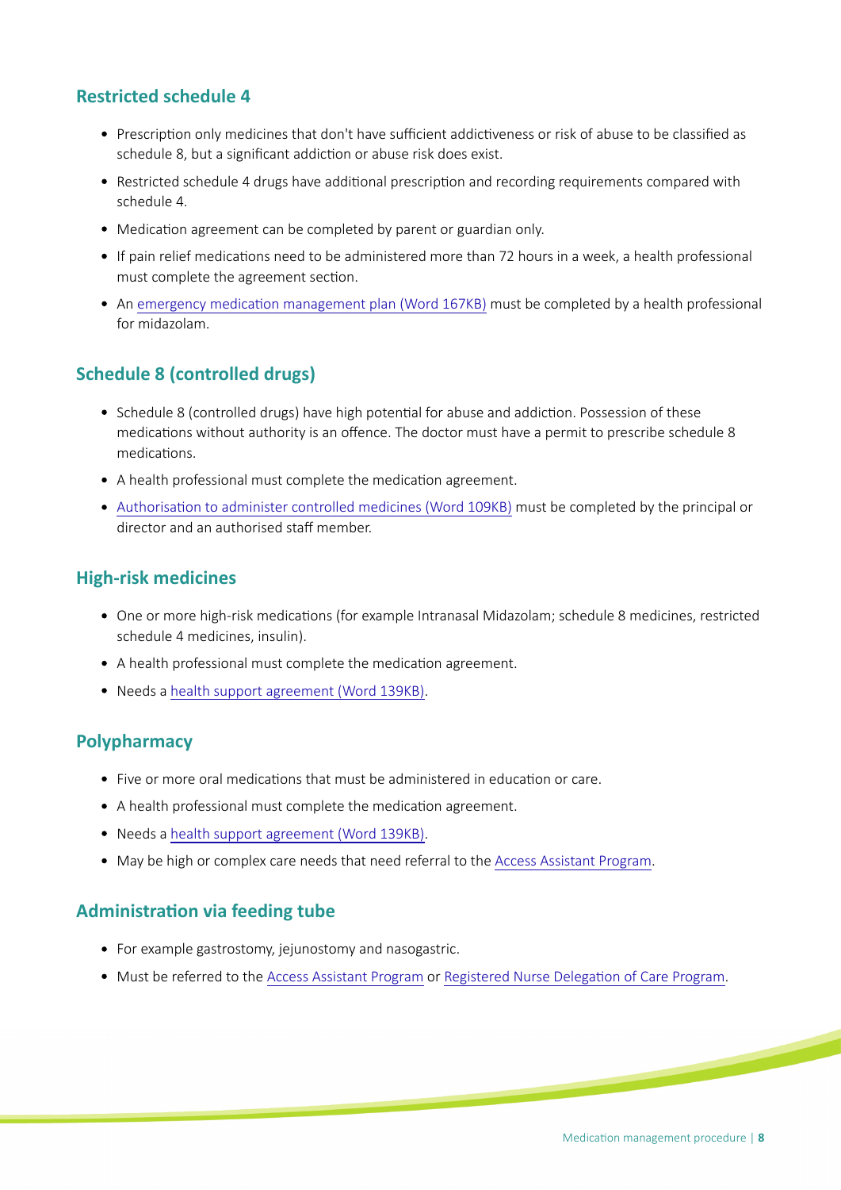## Restricted schedule 4

- Prescription only medicines that don't have sufficient addictiveness or risk of abuse to be classified as schedule 8, but a significant addiction or abuse risk does exist.
- Restricted schedule 4 drugs have additional prescription and recording requirements compared with schedule 4.
- Medication agreement can be completed by parent or guardian only.
- If pain relief medications need to be administered more than 72 hours in a week, a health professional must complete the agreement section.
- An emergency medication management plan (Word 167KB) must be completed by a health professional for midazolam.

## Schedule 8 (controlled drugs)

- Schedule 8 (controlled drugs) have high potential for abuse and addiction. Possession of these medications without authority is an offence. The doctor must have a permit to prescribe schedule 8 medications.
- A health professional must complete the medication agreement.
- Authorisation to administer controlled medicines (Word 109KB) must be completed by the principal or director and an authorised staff member.

## High-risk medicines

- One or more high-risk medications (for example Intranasal Midazolam; schedule 8 medicines, restricted schedule 4 medicines, insulin).
- A health professional must complete the medication agreement.
- Needs a health support agreement (Word 139KB).

## Polypharmacy

- Five or more oral medications that must be administered in education or care.
- A health professional must complete the medication agreement.
- Needs a health support agreement (Word 139KB).
- May be high or complex care needs that need referral to the Access Assistant Program.

## Administration via feeding tube

- For example gastrostomy, jejunostomy and nasogastric.
- Must be referred to the Access Assistant Program or Registered Nurse Delegation of Care Program.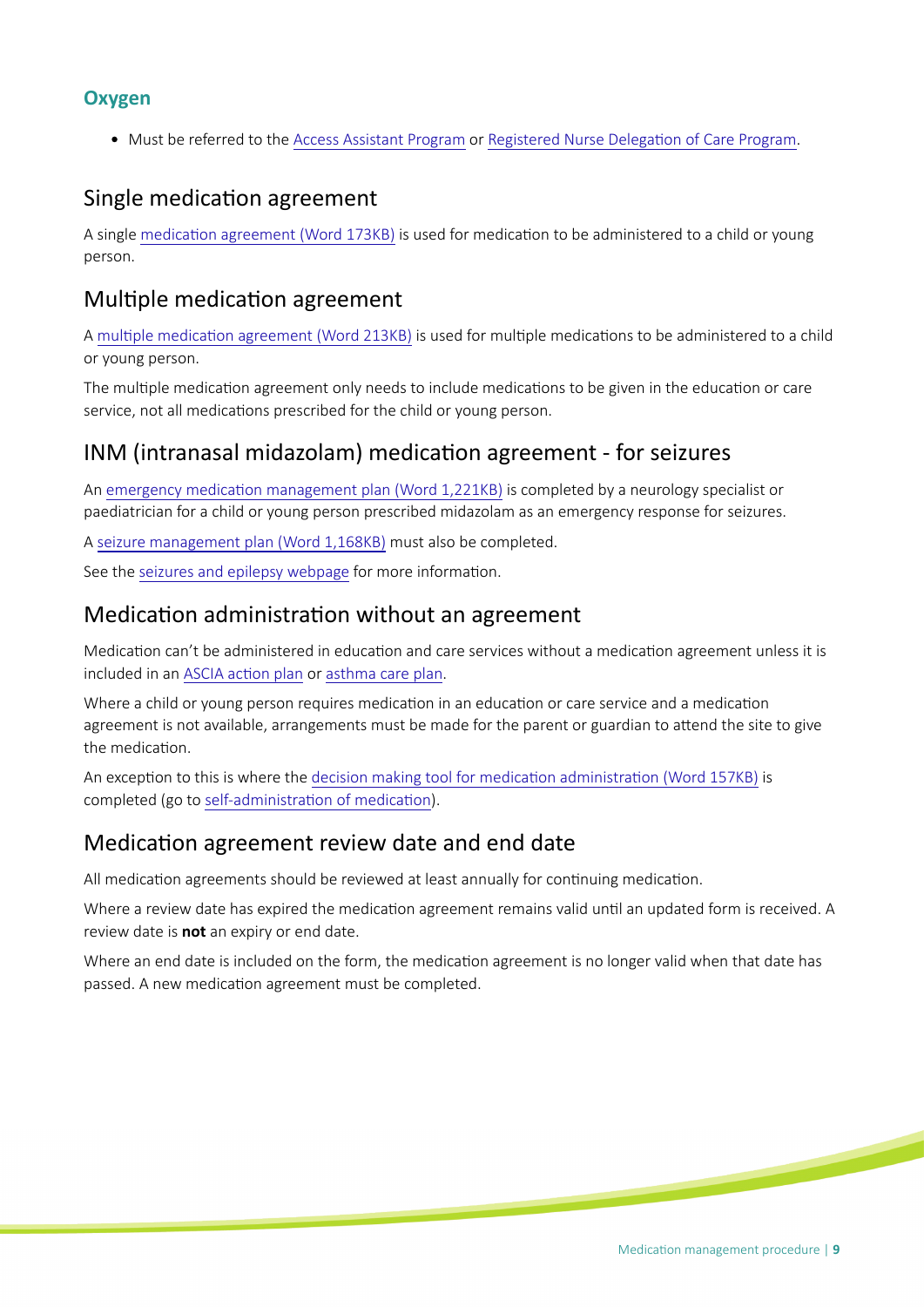### Oxygen

- Must be referred to the Access Assistant Program or Registered Nurse Delegation of Care Program.

## Single medication agreement

A single medication agreement (Word 173KB) is used for medication to be administered to a child or young person.

## Multiple medication agreement

A multiple medication agreement (Word 213KB) is used for multiple medications to be administered to a child or young person.

The multiple medication agreement only needs to include medications to be given in the education or care service, not all medications prescribed for the child or young person.

## INM (intranasal midazolam) medication agreement - for seizures

An emergency medication management plan (Word 1,221KB) is completed by a neurology specialist or paediatrician for a child or young person prescribed midazolam as an emergency response for seizures.

A seizure management plan (Word 1,168KB) must also be completed.

See the seizures and epilepsy webpage for more information.

## Medication administration without an agreement

Medication can't be administered in education and care services without a medication agreement unless it is included in an ASCIA action plan or asthma care plan.

Where a child or young person requires medication in an education or care service and a medication agreement is not available, arrangements must be made for the parent or guardian to attend the site to give the medication.

An exception to this is where the decision making tool for medication administration (Word 157KB) is completed (go to self-administration of medication).

## Medication agreement review date and end date

All medication agreements should be reviewed at least annually for continuing medication.

Where a review date has expired the medication agreement remains valid until an updated form is received. A review date is **not** an expiry or end date.

Where an end date is included on the form, the medication agreement is no longer valid when that date has passed. A new medication agreement must be completed.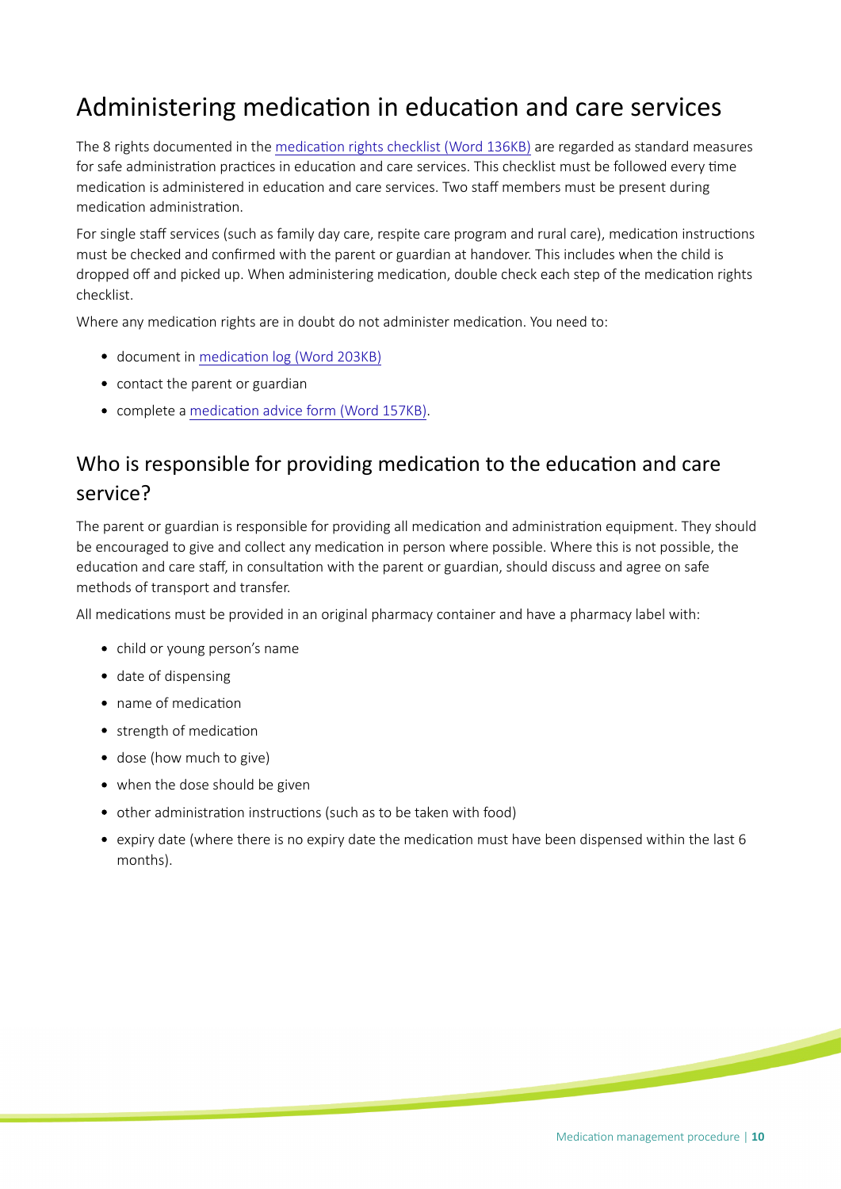# Administering medication in education and care services

The 8 rights documented in the medication rights checklist (Word 136KB) are regarded as standard measures for safe administration practices in education and care services. This checklist must be followed every time medication is administered in education and care services. Two staff members must be present during medication administration.

For single staff services (such as family day care, respite care program and rural care), medication instructions must be checked and confirmed with the parent or guardian at handover. This includes when the child is dropped off and picked up. When administering medication, double check each step of the medication rights checklist.

Where any medication rights are in doubt do not administer medication. You need to:

- document in medication log (Word 203KB)
- contact the parent or guardian
- complete a medication advice form (Word 157KB).

## Who is responsible for providing medication to the education and care service?

The parent or guardian is responsible for providing all medication and administration equipment. They should be encouraged to give and collect any medication in person where possible. Where this is not possible, the education and care staff, in consultation with the parent or guardian, should discuss and agree on safe methods of transport and transfer.

All medications must be provided in an original pharmacy container and have a pharmacy label with:

- child or young person's name
- date of dispensing
- name of medication
- strength of medication
- dose (how much to give)
- when the dose should be given
- other administration instructions (such as to be taken with food)
- expiry date (where there is no expiry date the medication must have been dispensed within the last 6 months).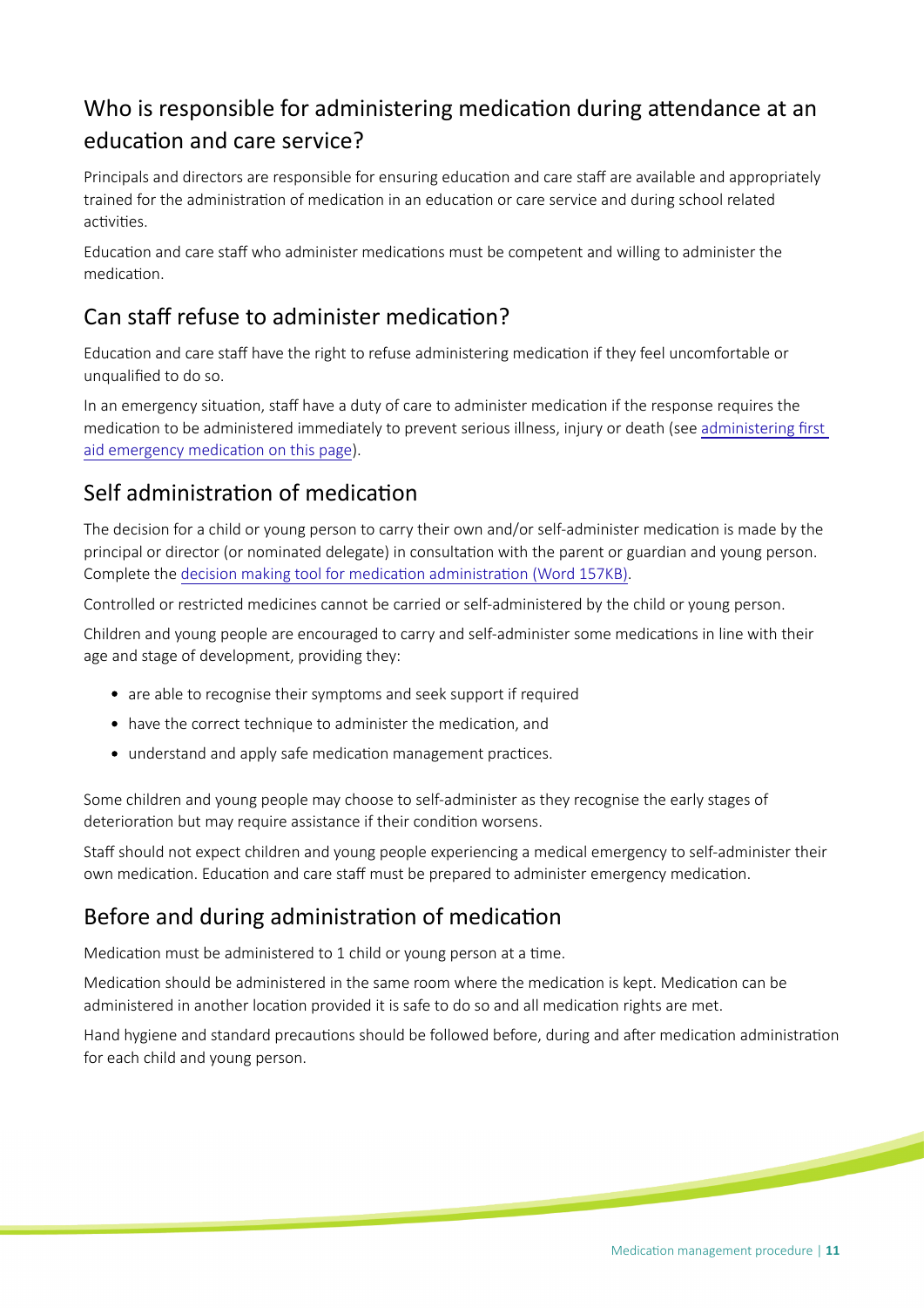## Who is responsible for administering medication during attendance at an education and care service?

Principals and directors are responsible for ensuring education and care staff are available and appropriately trained for the administration of medication in an education or care service and during school related activities.

Education and care staff who administer medications must be competent and willing to administer the medication.

## Can staff refuse to administer medication?

Education and care staff have the right to refuse administering medication if they feel uncomfortable or unqualified to do so.

In an emergency situation, staff have a duty of care to administer medication if the response requires the medication to be administered immediately to prevent serious illness, injury or death (see administering first aid emergency medication on this page).

## Self administration of medication

The decision for a child or young person to carry their own and/or self-administer medication is made by the principal or director (or nominated delegate) in consultation with the parent or guardian and young person. Complete the decision making tool for medication administration (Word 157KB).

Controlled or restricted medicines cannot be carried or self-administered by the child or young person.

Children and young people are encouraged to carry and self-administer some medications in line with their age and stage of development, providing they:

- are able to recognise their symptoms and seek support if required
- have the correct technique to administer the medication, and
- understand and apply safe medication management practices.

Some children and young people may choose to self-administer as they recognise the early stages of deterioration but may require assistance if their condition worsens.

Staff should not expect children and young people experiencing a medical emergency to self-administer their own medication. Education and care staff must be prepared to administer emergency medication.

## Before and during administration of medication

Medication must be administered to 1 child or young person at a time.

Medication should be administered in the same room where the medication is kept. Medication can be administered in another location provided it is safe to do so and all medication rights are met.

Hand hygiene and standard precautions should be followed before, during and after medication administration for each child and young person.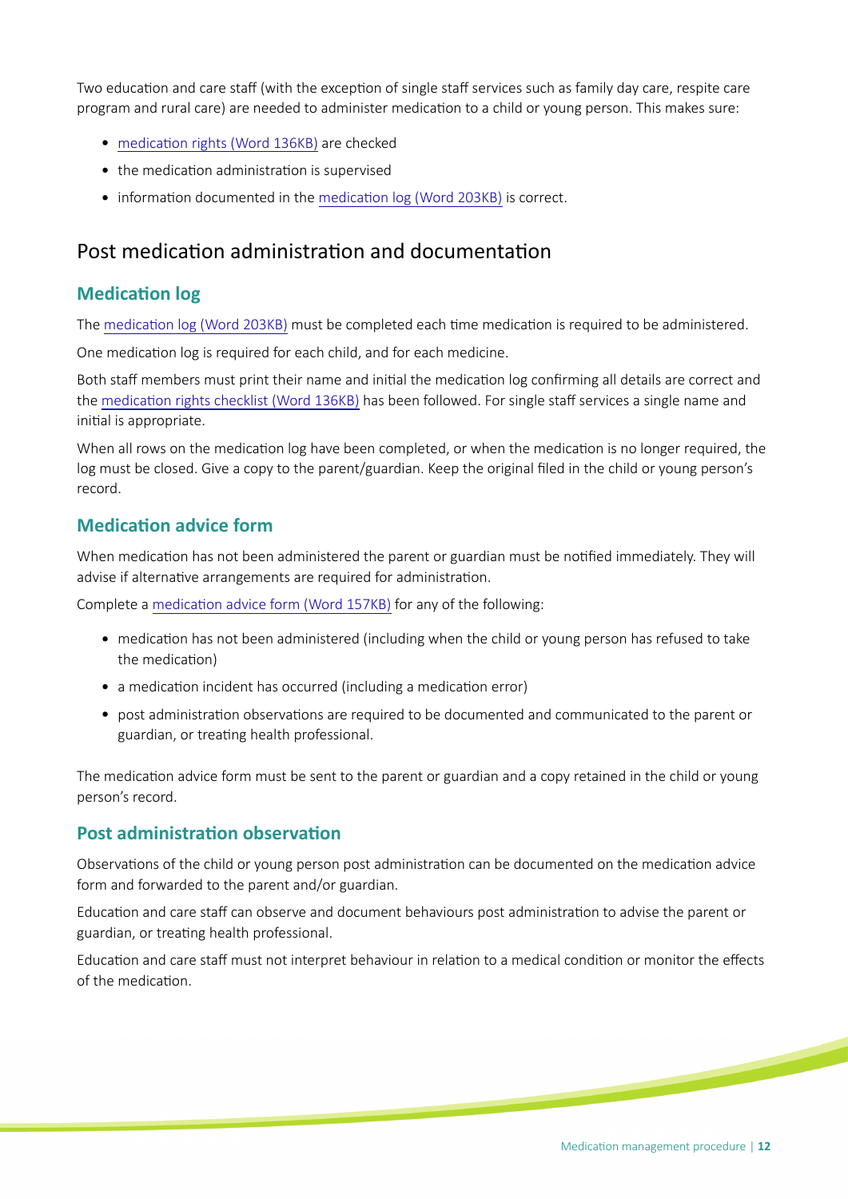Two education and care staff (with the exception of single staff services such as family day care, respite care program and rural care) are needed to administer medication to a child or young person. This makes sure:

- medication rights (Word 136KB) are checked
- the medication administration is supervised
- information documented in the medication log (Word 203KB) is correct.

## Post medication administration and documentation

### Medication log

The medication log (Word 203KB) must be completed each time medication is required to be administered.

One medication log is required for each child, and for each medicine.

Both staff members must print their name and initial the medication log confirming all details are correct and the medication rights checklist (Word 136KB) has been followed. For single staff services a single name and initial is appropriate.

When all rows on the medication log have been completed, or when the medication is no longer required, the log must be closed. Give a copy to the parent/guardian. Keep the original filed in the child or young person's record.

### Medication advice form

When medication has not been administered the parent or guardian must be notified immediately. They will advise if alternative arrangements are required for administration.

Complete a medication advice form (Word 157KB) for any of the following:

- medication has not been administered (including when the child or young person has refused to take the medication)
- a medication incident has occurred (including a medication error)
- post administration observations are required to be documented and communicated to the parent or guardian, or treating health professional.

The medication advice form must be sent to the parent or guardian and a copy retained in the child or young person's record.

### Post administration observation

Observations of the child or young person post administration can be documented on the medication advice form and forwarded to the parent and/or guardian.

Education and care staff can observe and document behaviours post administration to advise the parent or guardian, or treating health professional.

Education and care staff must not interpret behaviour in relation to a medical condition or monitor the effects of the medication.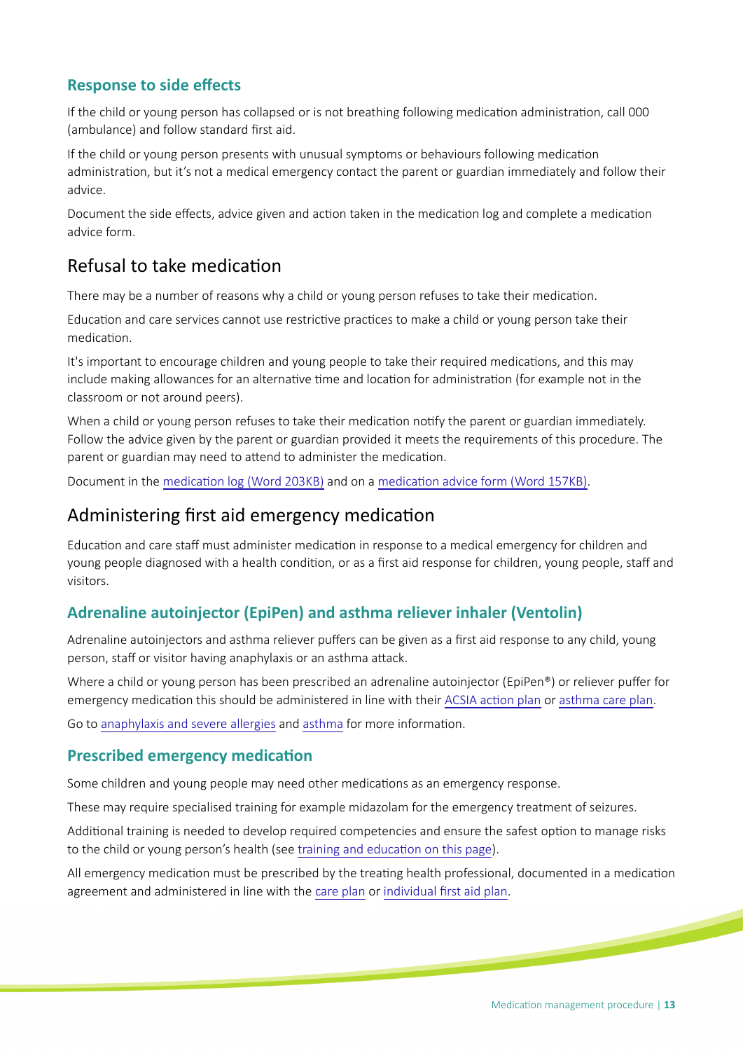### Response to side effects

If the child or young person has collapsed or is not breathing following medication administration, call 000 (ambulance) and follow standard first aid.

If the child or young person presents with unusual symptoms or behaviours following medication administration, but it's not a medical emergency contact the parent or guardian immediately and follow their advice.

Document the side effects, advice given and action taken in the medication log and complete a medication advice form.

## Refusal to take medication

There may be a number of reasons why a child or young person refuses to take their medication.

Education and care services cannot use restrictive practices to make a child or young person take their medication.

It's important to encourage children and young people to take their required medications, and this may include making allowances for an alternative time and location for administration (for example not in the classroom or not around peers).

When a child or young person refuses to take their medication notify the parent or guardian immediately. Follow the advice given by the parent or guardian provided it meets the requirements of this procedure. The parent or guardian may need to attend to administer the medication.

Document in the medication log (Word 203KB) and on a medication advice form (Word 157KB).

## Administering first aid emergency medication

Education and care staff must administer medication in response to a medical emergency for children and young people diagnosed with a health condition, or as a first aid response for children, young people, staff and visitors.

### Adrenaline autoinjector (EpiPen) and asthma reliever inhaler (Ventolin)

Adrenaline autoinjectors and asthma reliever puffers can be given as a first aid response to any child, young person, staff or visitor having anaphylaxis or an asthma attack.

Where a child or young person has been prescribed an adrenaline autoinjector (EpiPen®) or reliever puffer for emergency medication this should be administered in line with their ACSIA action plan or asthma care plan.

Go to anaphylaxis and severe allergies and asthma for more information.

### Prescribed emergency medication

Some children and young people may need other medications as an emergency response.

These may require specialised training for example midazolam for the emergency treatment of seizures.

Additional training is needed to develop required competencies and ensure the safest option to manage risks to the child or young person's health (see training and education on this page).

All emergency medication must be prescribed by the treating health professional, documented in a medication agreement and administered in line with the care plan or individual first aid plan.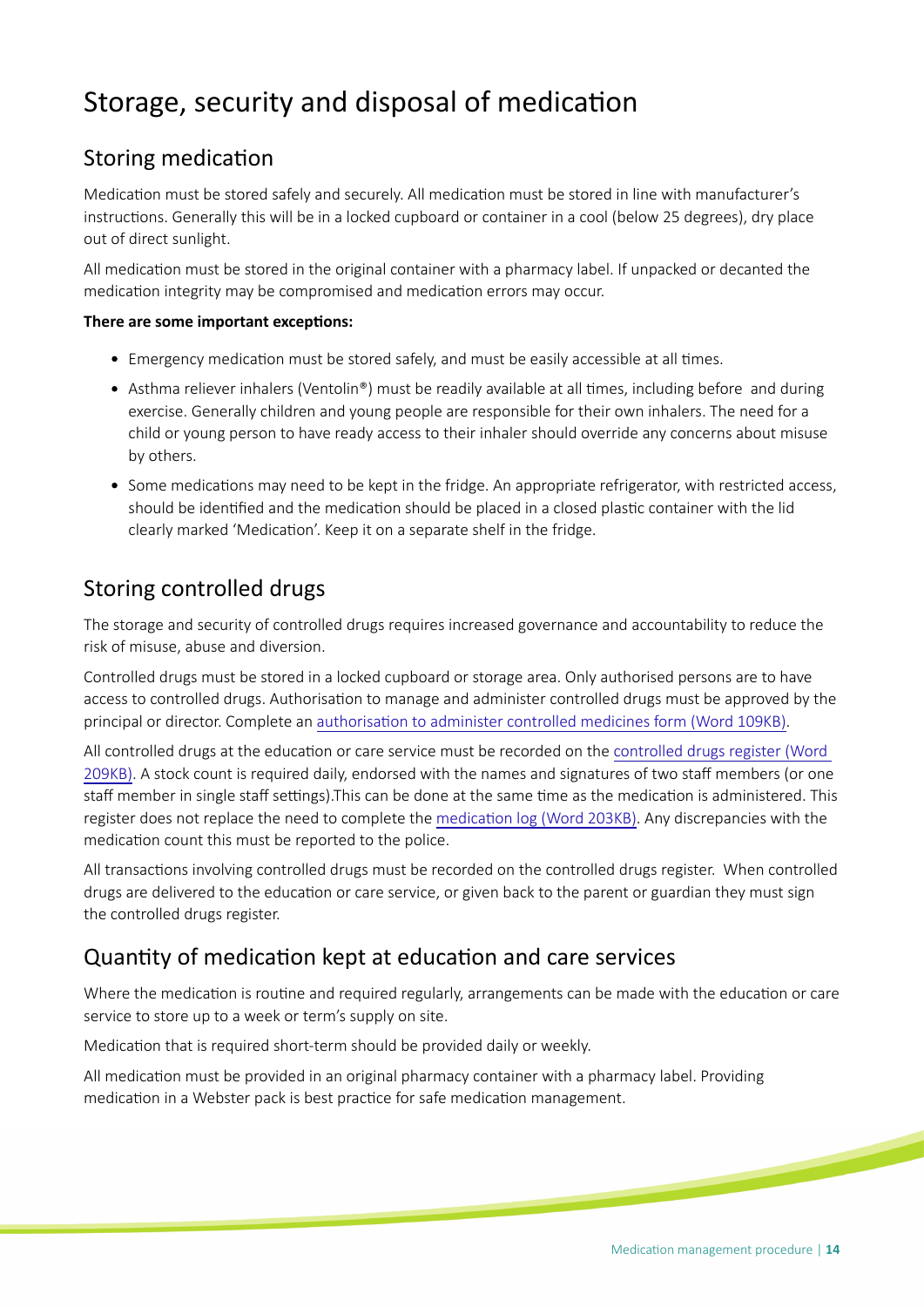# Storage, security and disposal of medication

## Storing medication

Medication must be stored safely and securely. All medication must be stored in line with manufacturer's instructions. Generally this will be in a locked cupboard or container in a cool (below 25 degrees), dry place out of direct sunlight.

All medication must be stored in the original container with a pharmacy label. If unpacked or decanted the medication integrity may be compromised and medication errors may occur.

**There are some important exceptions:**

- Emergency medication must be stored safely, and must be easily accessible at all times.
- Asthma reliever inhalers (Ventolin®) must be readily available at all times, including before and during exercise. Generally children and young people are responsible for their own inhalers. The need for a child or young person to have ready access to their inhaler should override any concerns about misuse by others.
- Some medications may need to be kept in the fridge. An appropriate refrigerator, with restricted access, should be identified and the medication should be placed in a closed plastic container with the lid clearly marked 'Medication'. Keep it on a separate shelf in the fridge.

## Storing controlled drugs

The storage and security of controlled drugs requires increased governance and accountability to reduce the risk of misuse, abuse and diversion.

Controlled drugs must be stored in a locked cupboard or storage area. Only authorised persons are to have access to controlled drugs. Authorisation to manage and administer controlled drugs must be approved by the principal or director. Complete an authorisation to administer controlled medicines form (Word 109KB).

All controlled drugs at the education or care service must be recorded on the controlled drugs register (Word 209KB). A stock count is required daily, endorsed with the names and signatures of two staff members (or one staff member in single staff settings).This can be done at the same time as the medication is administered. This register does not replace the need to complete the medication log (Word 203KB). Any discrepancies with the medication count this must be reported to the police.

All transactions involving controlled drugs must be recorded on the controlled drugs register. When controlled drugs are delivered to the education or care service, or given back to the parent or guardian they must sign the controlled drugs register.

## Quantity of medication kept at education and care services

Where the medication is routine and required regularly, arrangements can be made with the education or care service to store up to a week or term's supply on site.

Medication that is required short-term should be provided daily or weekly.

All medication must be provided in an original pharmacy container with a pharmacy label. Providing medication in a Webster pack is best practice for safe medication management.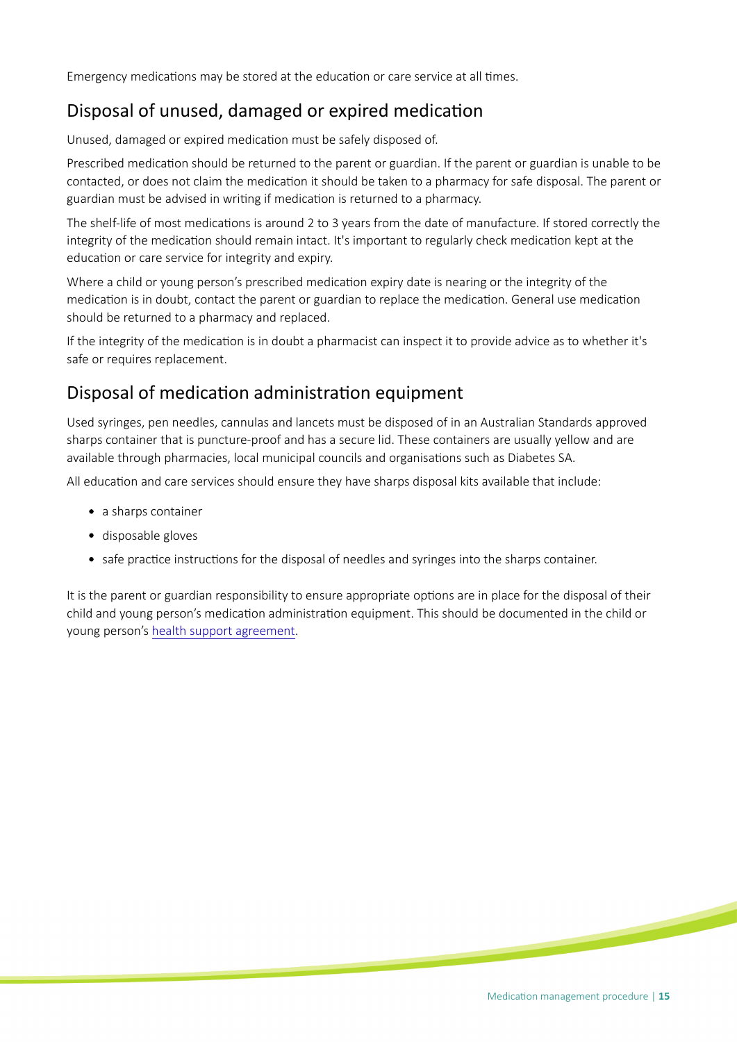Emergency medications may be stored at the education or care service at all times.

## Disposal of unused, damaged or expired medication

Unused, damaged or expired medication must be safely disposed of.

Prescribed medication should be returned to the parent or guardian. If the parent or guardian is unable to be contacted, or does not claim the medication it should be taken to a pharmacy for safe disposal. The parent or guardian must be advised in writing if medication is returned to a pharmacy.

The shelf-life of most medications is around 2 to 3 years from the date of manufacture. If stored correctly the integrity of the medication should remain intact. It's important to regularly check medication kept at the education or care service for integrity and expiry.

Where a child or young person's prescribed medication expiry date is nearing or the integrity of the medication is in doubt, contact the parent or guardian to replace the medication. General use medication should be returned to a pharmacy and replaced.

If the integrity of the medication is in doubt a pharmacist can inspect it to provide advice as to whether it's safe or requires replacement.

## Disposal of medication administration equipment

Used syringes, pen needles, cannulas and lancets must be disposed of in an Australian Standards approved sharps container that is puncture-proof and has a secure lid. These containers are usually yellow and are available through pharmacies, local municipal councils and organisations such as Diabetes SA.

All education and care services should ensure they have sharps disposal kits available that include:

- a sharps container
- disposable gloves
- safe practice instructions for the disposal of needles and syringes into the sharps container.

It is the parent or guardian responsibility to ensure appropriate options are in place for the disposal of their child and young person's medication administration equipment. This should be documented in the child or young person's health support agreement.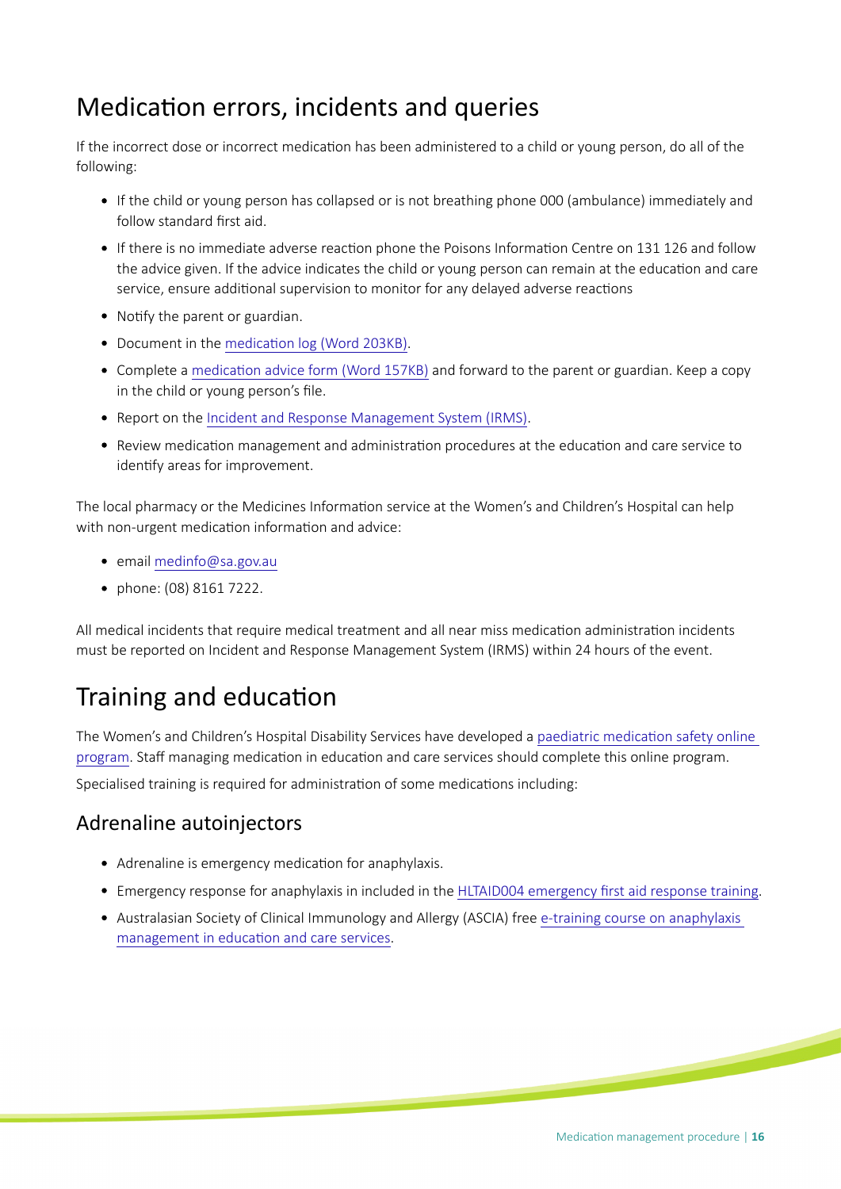# Medication errors, incidents and queries

If the incorrect dose or incorrect medication has been administered to a child or young person, do all of the following:

- If the child or young person has collapsed or is not breathing phone 000 (ambulance) immediately and follow standard first aid.
- If there is no immediate adverse reaction phone the Poisons Information Centre on 131 126 and follow the advice given. If the advice indicates the child or young person can remain at the education and care service, ensure additional supervision to monitor for any delayed adverse reactions
- Notify the parent or guardian.
- Document in the medication log (Word 203KB).
- Complete a medication advice form (Word 157KB) and forward to the parent or guardian. Keep a copy in the child or young person's file.
- Report on the Incident and Response Management System (IRMS).
- Review medication management and administration procedures at the education and care service to identify areas for improvement.

The local pharmacy or the Medicines Information service at the Women's and Children's Hospital can help with non-urgent medication information and advice:

- email medinfo@sa.gov.au
- phone: (08) 8161 7222.

All medical incidents that require medical treatment and all near miss medication administration incidents must be reported on Incident and Response Management System (IRMS) within 24 hours of the event.

# Training and education

The Women's and Children's Hospital Disability Services have developed a paediatric medication safety online program. Staff managing medication in education and care services should complete this online program.

Specialised training is required for administration of some medications including:

## Adrenaline autoinjectors

- Adrenaline is emergency medication for anaphylaxis.
- Emergency response for anaphylaxis in included in the HLTAID004 emergency first aid response training.
- Australasian Society of Clinical Immunology and Allergy (ASCIA) free e-training course on anaphylaxis management in education and care services.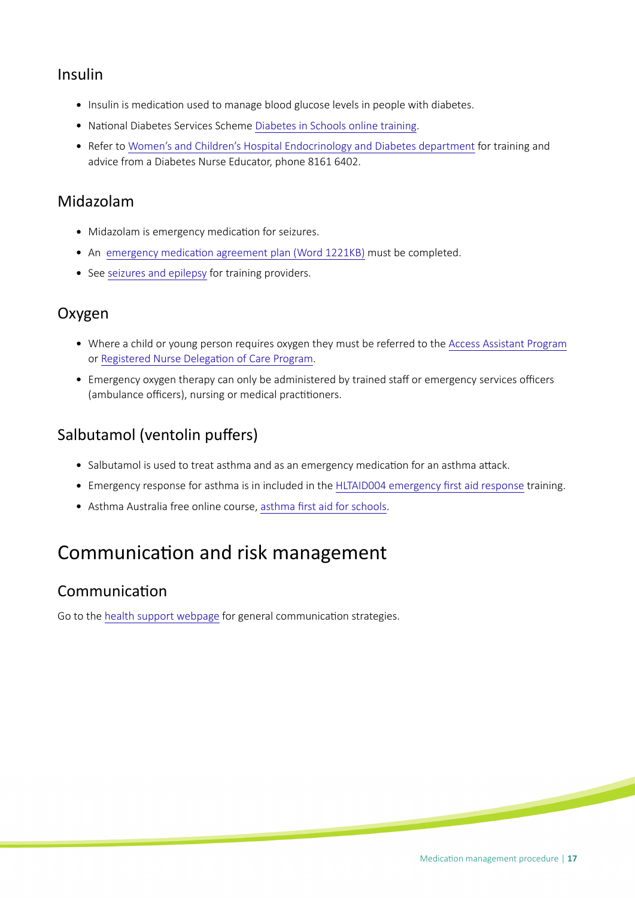### Insulin

- Insulin is medication used to manage blood glucose levels in people with diabetes.
- National Diabetes Services Scheme Diabetes in Schools online training.
- Refer to Women's and Children's Hospital Endocrinology and Diabetes department for training and advice from a Diabetes Nurse Educator, phone 8161 6402.

### Midazolam

- Midazolam is emergency medication for seizures.
- An emergency medication agreement plan (Word 1221KB) must be completed.
- See seizures and epilepsy for training providers.

### Oxygen

- Where a child or young person requires oxygen they must be referred to the Access Assistant Program or Registered Nurse Delegation of Care Program.
- Emergency oxygen therapy can only be administered by trained staff or emergency services officers (ambulance officers), nursing or medical practitioners.

### Salbutamol (ventolin puffers)

- Salbutamol is used to treat asthma and as an emergency medication for an asthma attack.
- Emergency response for asthma is in included in the HLTAID004 emergency first aid response training.
- Asthma Australia free online course, asthma first aid for schools.

## Communication and risk management

### Communication

Go to the health support webpage for general communication strategies.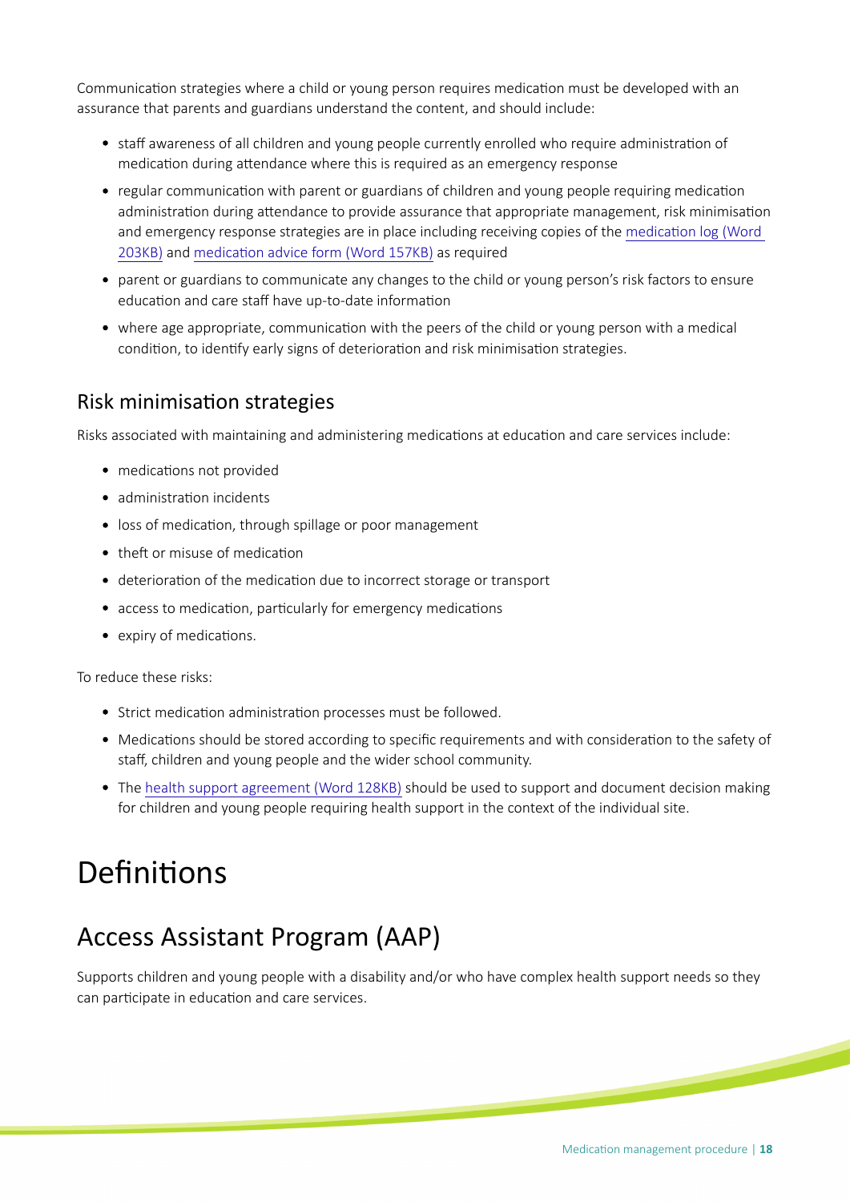Communication strategies where a child or young person requires medication must be developed with an assurance that parents and guardians understand the content, and should include:

- staff awareness of all children and young people currently enrolled who require administration of medication during attendance where this is required as an emergency response
- regular communication with parent or guardians of children and young people requiring medication administration during attendance to provide assurance that appropriate management, risk minimisation and emergency response strategies are in place including receiving copies of the medication log (Word 203KB) and medication advice form (Word 157KB) as required
- parent or guardians to communicate any changes to the child or young person's risk factors to ensure education and care staff have up-to-date information
- where age appropriate, communication with the peers of the child or young person with a medical condition, to identify early signs of deterioration and risk minimisation strategies.

### Risk minimisation strategies

Risks associated with maintaining and administering medications at education and care services include:

- medications not provided
- administration incidents
- loss of medication, through spillage or poor management
- theft or misuse of medication
- deterioration of the medication due to incorrect storage or transport
- access to medication, particularly for emergency medications
- expiry of medications.

To reduce these risks:

- Strict medication administration processes must be followed.
- Medications should be stored according to specific requirements and with consideration to the safety of staff, children and young people and the wider school community.
- The health support agreement (Word 128KB) should be used to support and document decision making for children and young people requiring health support in the context of the individual site.

# Definitions

## Access Assistant Program (AAP)

Supports children and young people with a disability and/or who have complex health support needs so they can participate in education and care services.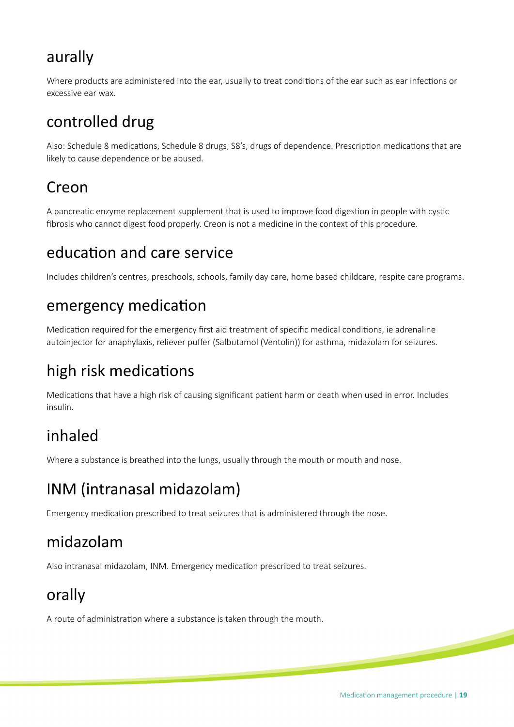## aurally

Where products are administered into the ear, usually to treat conditions of the ear such as ear infections or excessive ear wax.

## controlled drug

Also: Schedule 8 medications, Schedule 8 drugs, S8's, drugs of dependence. Prescription medications that are likely to cause dependence or be abused.

## Creon

A pancreatic enzyme replacement supplement that is used to improve food digestion in people with cystic fibrosis who cannot digest food properly. Creon is not a medicine in the context of this procedure.

## education and care service

Includes children's centres, preschools, schools, family day care, home based childcare, respite care programs.

## emergency medication

Medication required for the emergency first aid treatment of specific medical conditions, ie adrenaline autoinjector for anaphylaxis, reliever puffer (Salbutamol (Ventolin)) for asthma, midazolam for seizures.

## high risk medications

Medications that have a high risk of causing significant patient harm or death when used in error. Includes insulin.

## inhaled

Where a substance is breathed into the lungs, usually through the mouth or mouth and nose.

## INM (intranasal midazolam)

Emergency medication prescribed to treat seizures that is administered through the nose.

## midazolam

Also intranasal midazolam, INM. Emergency medication prescribed to treat seizures.

## orally

A route of administration where a substance is taken through the mouth.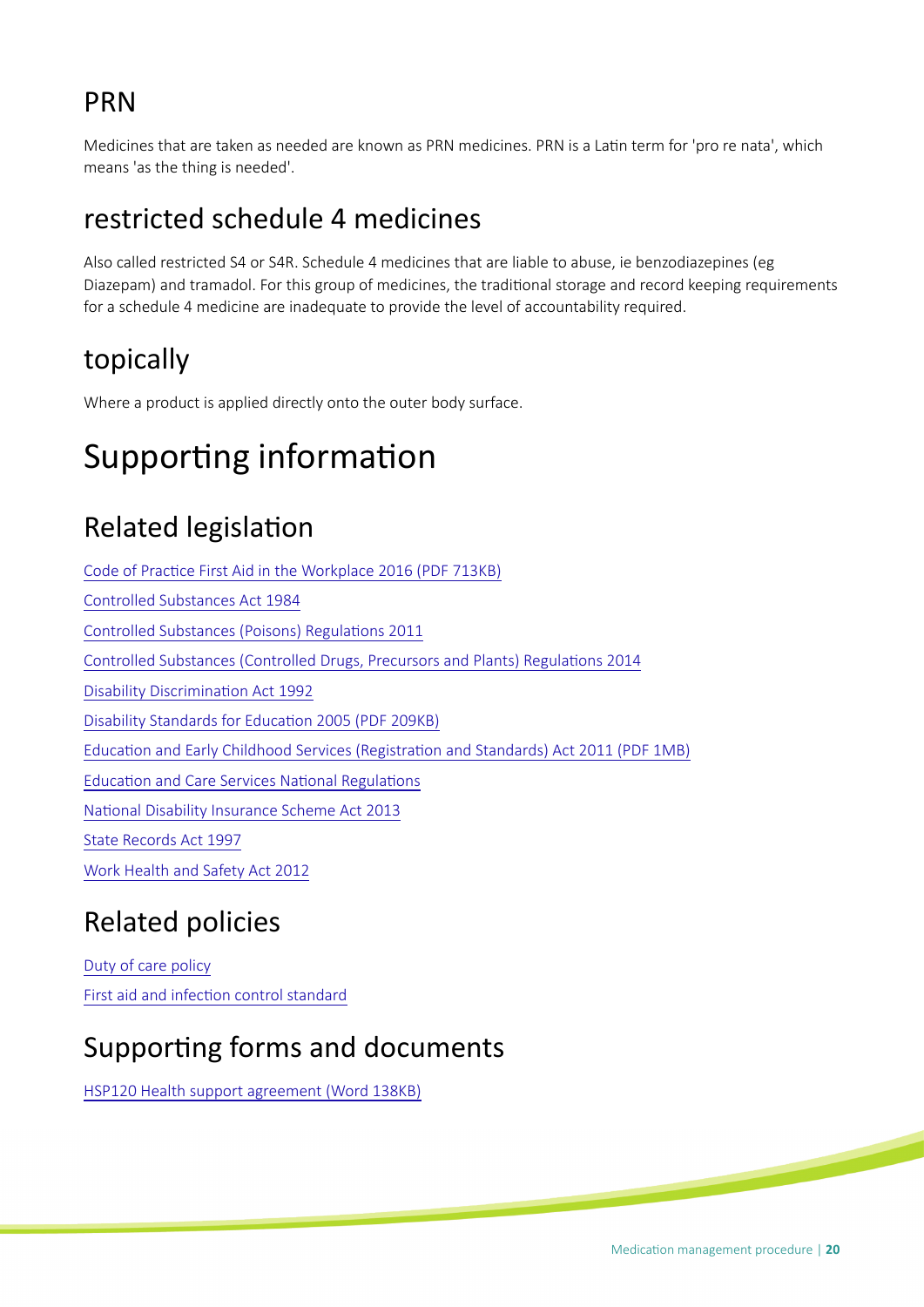## PRN

Medicines that are taken as needed are known as PRN medicines. PRN is a Latin term for 'pro re nata', which means 'as the thing is needed'.

## restricted schedule 4 medicines

Also called restricted S4 or S4R. Schedule 4 medicines that are liable to abuse, ie benzodiazepines (eg Diazepam) and tramadol. For this group of medicines, the traditional storage and record keeping requirements for a schedule 4 medicine are inadequate to provide the level of accountability required.

## topically

Where a product is applied directly onto the outer body surface.

# Supporting information

## Related legislation

Code of Practice First Aid in the Workplace 2016 (PDF 713KB)

Controlled Substances Act 1984

Controlled Substances (Poisons) Regulations 2011

Controlled Substances (Controlled Drugs, Precursors and Plants) Regulations 2014

Disability Discrimination Act 1992

Disability Standards for Education 2005 (PDF 209KB)

Education and Early Childhood Services (Registration and Standards) Act 2011 (PDF 1MB)

Education and Care Services National Regulations

National Disability Insurance Scheme Act 2013

State Records Act 1997

Work Health and Safety Act 2012

## Related policies

Duty of care policy

First aid and infection control standard

## Supporting forms and documents

HSP120 Health support agreement (Word 138KB)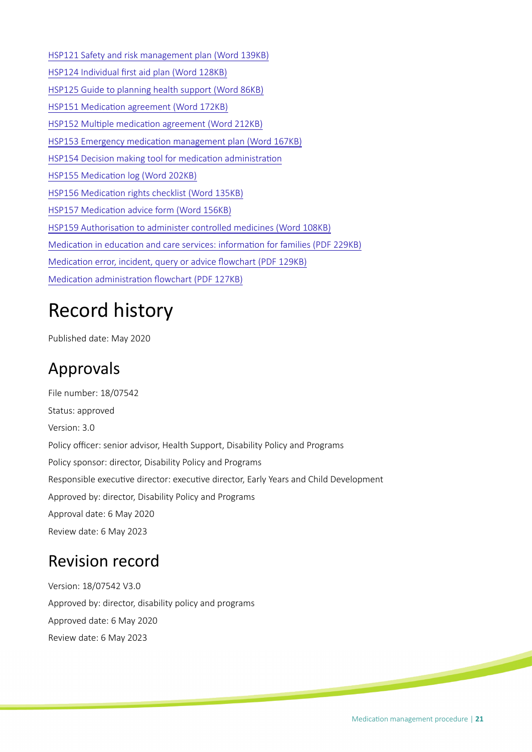HSP121 Safety and risk management plan (Word 139KB)

HSP124 Individual first aid plan (Word 128KB)

HSP125 Guide to planning health support (Word 86KB)

HSP151 Medication agreement (Word 172KB)

HSP152 Multiple medication agreement (Word 212KB)

HSP153 Emergency medication management plan (Word 167KB)

HSP154 Decision making tool for medication administration

HSP155 Medication log (Word 202KB)

HSP156 Medication rights checklist (Word 135KB)

HSP157 Medication advice form (Word 156KB)

HSP159 Authorisation to administer controlled medicines (Word 108KB)

Medication in education and care services: information for families (PDF 229KB)

Medication error, incident, query or advice flowchart (PDF 129KB)

Medication administration flowchart (PDF 127KB)

# Record history

Published date: May 2020

## Approvals

File number: 18/07542

Status: approved

Version: 3.0

Policy officer: senior advisor, Health Support, Disability Policy and Programs

Policy sponsor: director, Disability Policy and Programs

Responsible executive director: executive director, Early Years and Child Development

Approved by: director, Disability Policy and Programs

Approval date: 6 May 2020

Review date: 6 May 2023

## Revision record

Version: 18/07542 V3.0

Approved by: director, disability policy and programs

Approved date: 6 May 2020

Review date: 6 May 2023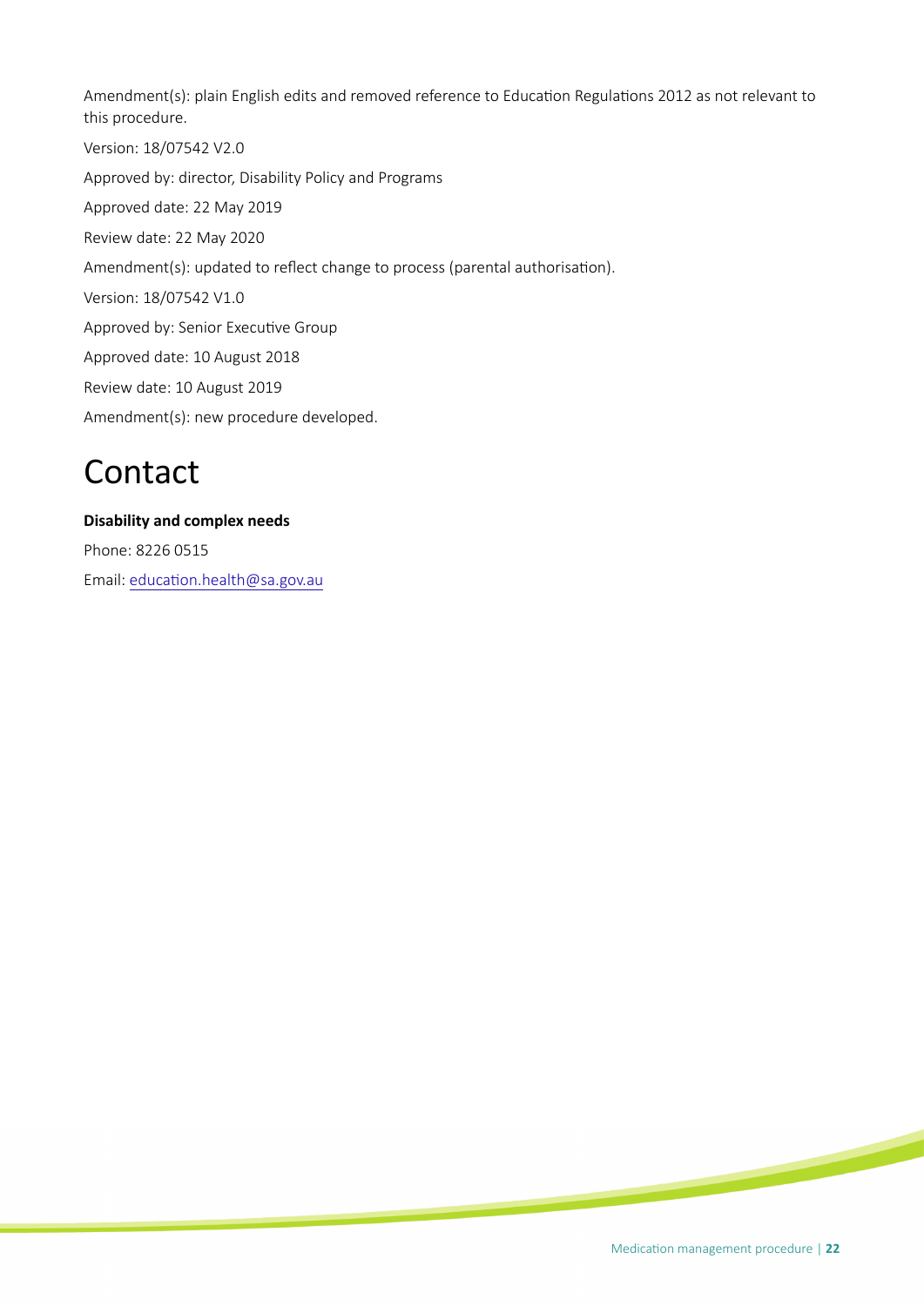Amendment(s): plain English edits and removed reference to Education Regulations 2012 as not relevant to this procedure.

Version: 18/07542 V2.0

Approved by: director, Disability Policy and Programs

Approved date: 22 May 2019

Review date: 22 May 2020

Amendment(s): updated to reflect change to process (parental authorisation).

Version: 18/07542 V1.0

Approved by: Senior Executive Group

Approved date: 10 August 2018

Review date: 10 August 2019

Amendment(s): new procedure developed.

# Contact

**Disability and complex needs**

Phone: 8226 0515

Email: education.health@sa.gov.au